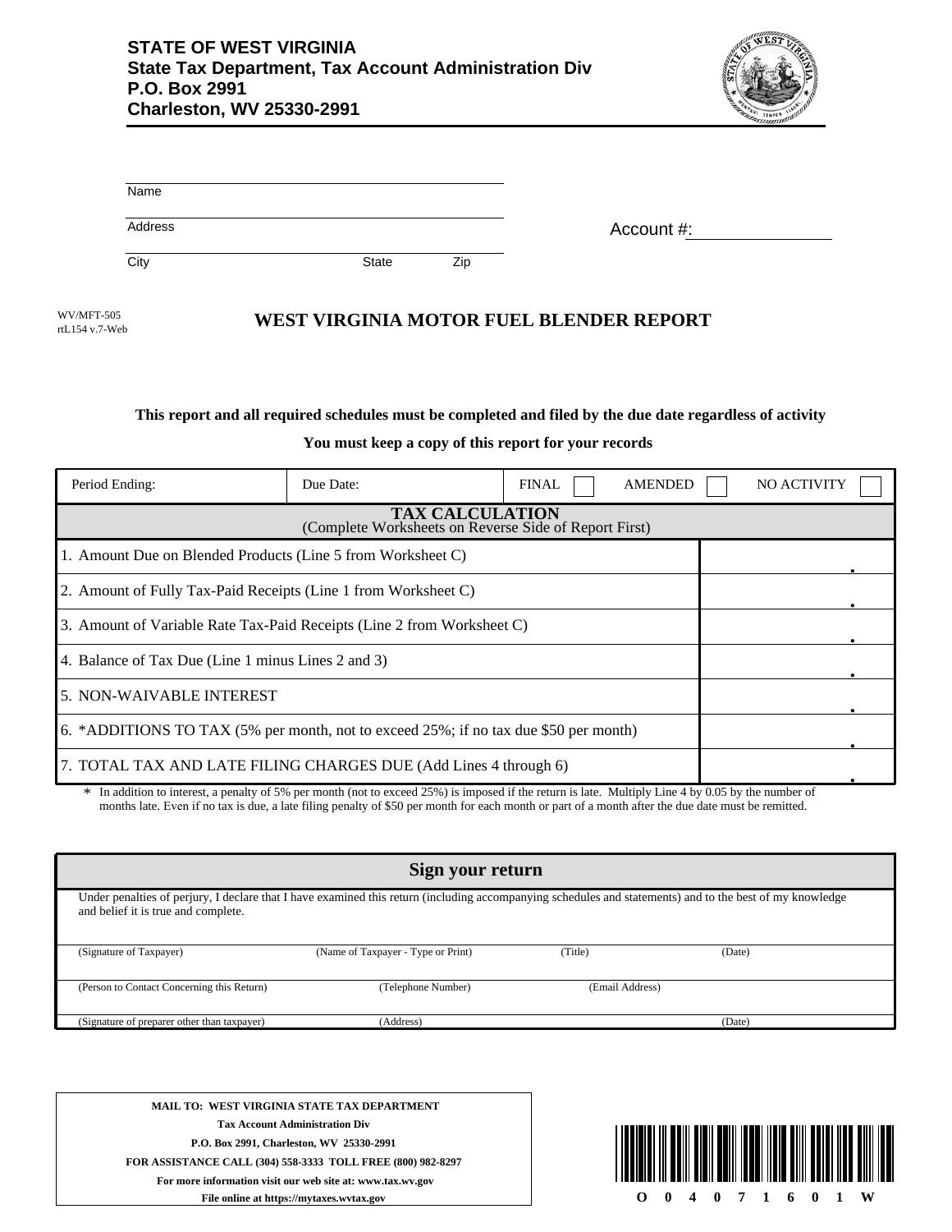**STATE OF WEST VIRGINIA**
**State Tax Department, Tax Account Administration Div**
**P.O. Box 2991**
**Charleston, WV 25330-2991**

Name

Address

City State Zip

Account #:

WV/MFT-505
rtL154 v.7-Web

# WEST VIRGINIA MOTOR FUEL BLENDER REPORT

**This report and all required schedules must be completed and filed by the due date regardless of activity**

**You must keep a copy of this report for your records**

| Period Ending: | Due Date: | FINAL ☐ AMENDED ☐ NO ACTIVITY ☐ |
|---|---|---|

| **TAX CALCULATION** (Complete Worksheets on Reverse Side of Report First) | |
|---|---|
| 1. Amount Due on Blended Products (Line 5 from Worksheet C) | . |
| 2. Amount of Fully Tax-Paid Receipts (Line 1 from Worksheet C) | . |
| 3. Amount of Variable Rate Tax-Paid Receipts (Line 2 from Worksheet C) | . |
| 4. Balance of Tax Due (Line 1 minus Lines 2 and 3) | . |
| 5. NON-WAIVABLE INTEREST | . |
| 6. *ADDITIONS TO TAX (5% per month, not to exceed 25%; if no tax due $50 per month) | . |
| 7. TOTAL TAX AND LATE FILING CHARGES DUE (Add Lines 4 through 6) | . |

\* In addition to interest, a penalty of 5% per month (not to exceed 25%) is imposed if the return is late. Multiply Line 4 by 0.05 by the number of months late. Even if no tax is due, a late filing penalty of $50 per month for each month or part of a month after the due date must be remitted.

## Sign your return

Under penalties of perjury, I declare that I have examined this return (including accompanying schedules and statements) and to the best of my knowledge and belief it is true and complete.

(Signature of Taxpayer) (Name of Taxpayer - Type or Print) (Title) (Date)

(Person to Contact Concerning this Return) (Telephone Number) (Email Address)

(Signature of preparer other than taxpayer) (Address) (Date)

**MAIL TO: WEST VIRGINIA STATE TAX DEPARTMENT**
**Tax Account Administration Div**
**P.O. Box 2991, Charleston, WV 25330-2991**
**FOR ASSISTANCE CALL (304) 558-3333 TOLL FREE (800) 982-8297**
**For more information visit our web site at: www.tax.wv.gov**
**File online at https://mytaxes.wvtax.gov**

O 0 4 0 7 1 6 0 1 W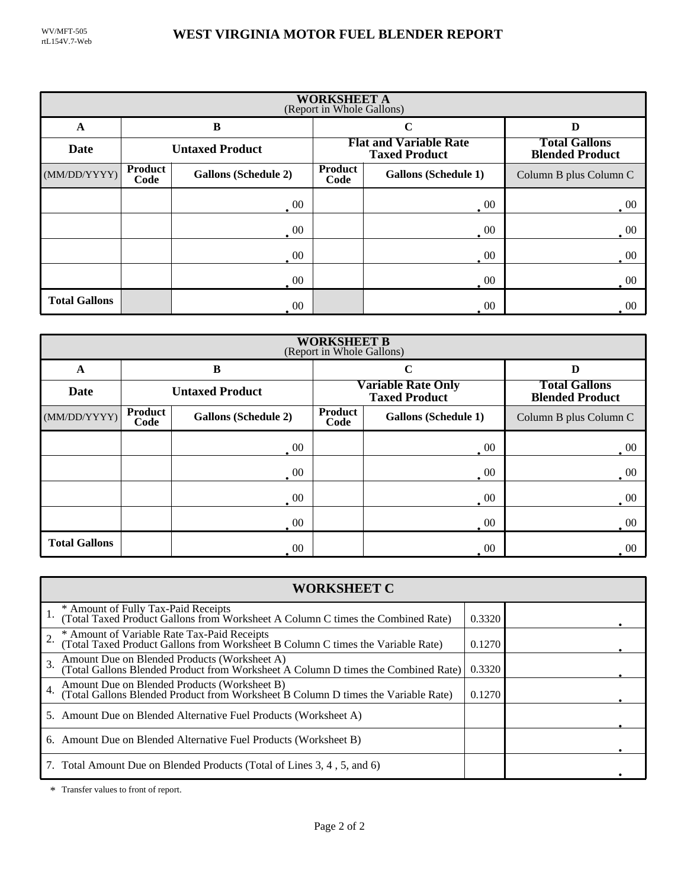WV/MFT-505
rtL154V.7-Web

# WEST VIRGINIA MOTOR FUEL BLENDER REPORT

## WORKSHEET A
(Report in Whole Gallons)

| A | B | | C | | D |
|---|---|---|---|---|---|
| Date | Untaxed Product | | Flat and Variable Rate Taxed Product | | Total Gallons Blended Product |
| (MM/DD/YYYY) | Product Code | Gallons (Schedule 2) | Product Code | Gallons (Schedule 1) | Column B plus Column C |
| | | . 00 | | . 00 | . 00 |
| | | . 00 | | . 00 | . 00 |
| | | . 00 | | . 00 | . 00 |
| | | . 00 | | . 00 | . 00 |
| Total Gallons | | . 00 | | . 00 | . 00 |

## WORKSHEET B
(Report in Whole Gallons)

| A | B | | C | | D |
|---|---|---|---|---|---|
| Date | Untaxed Product | | Variable Rate Only Taxed Product | | Total Gallons Blended Product |
| (MM/DD/YYYY) | Product Code | Gallons (Schedule 2) | Product Code | Gallons (Schedule 1) | Column B plus Column C |
| | | . 00 | | . 00 | . 00 |
| | | . 00 | | . 00 | . 00 |
| | | . 00 | | . 00 | . 00 |
| | | . 00 | | . 00 | . 00 |
| Total Gallons | | . 00 | | . 00 | . 00 |

## WORKSHEET C

| | | |
|---|---|---|
| 1. * Amount of Fully Tax-Paid Receipts (Total Taxed Product Gallons from Worksheet A Column C times the Combined Rate) | 0.3320 | . |
| 2. * Amount of Variable Rate Tax-Paid Receipts (Total Taxed Product Gallons from Worksheet B Column C times the Variable Rate) | 0.1270 | . |
| 3. Amount Due on Blended Products (Worksheet A) (Total Gallons Blended Product from Worksheet A Column D times the Combined Rate) | 0.3320 | . |
| 4. Amount Due on Blended Products (Worksheet B) (Total Gallons Blended Product from Worksheet B Column D times the Variable Rate) | 0.1270 | . |
| 5. Amount Due on Blended Alternative Fuel Products (Worksheet A) | | . |
| 6. Amount Due on Blended Alternative Fuel Products (Worksheet B) | | . |
| 7. Total Amount Due on Blended Products (Total of Lines 3, 4 , 5, and 6) | | . |

* Transfer values to front of report.